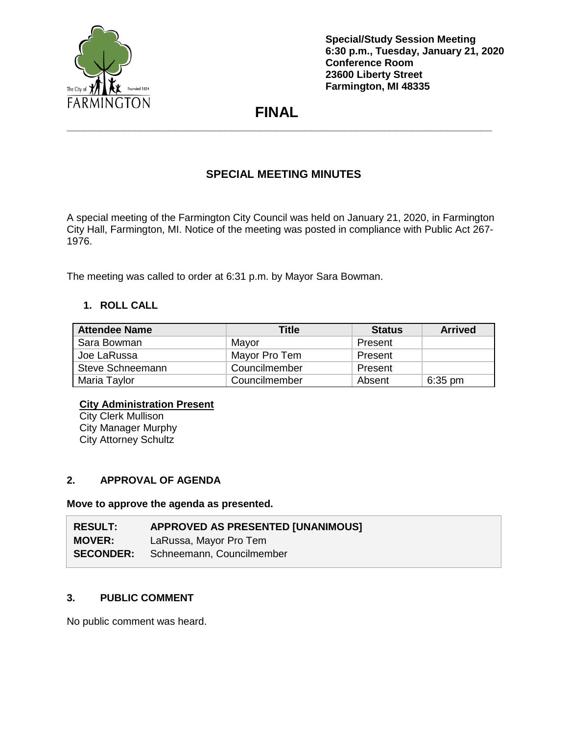**Special/Study Session Meeting**
**6:30 p.m., Tuesday, January 21, 2020**
**Conference Room**
**23600 Liberty Street**
**Farmington, MI 48335**

# FINAL

## SPECIAL MEETING MINUTES

A special meeting of the Farmington City Council was held on January 21, 2020, in Farmington City Hall, Farmington, MI. Notice of the meeting was posted in compliance with Public Act 267-1976.

The meeting was called to order at 6:31 p.m. by Mayor Sara Bowman.

### 1. ROLL CALL

| Attendee Name | Title | Status | Arrived |
|---|---|---|---|
| Sara Bowman | Mayor | Present | |
| Joe LaRussa | Mayor Pro Tem | Present | |
| Steve Schneemann | Councilmember | Present | |
| Maria Taylor | Councilmember | Absent | 6:35 pm |

**City Administration Present**
City Clerk Mullison
City Manager Murphy
City Attorney Schultz

### 2. APPROVAL OF AGENDA

**Move to approve the agenda as presented.**

| | |
|---|---|
| **RESULT:** | **APPROVED AS PRESENTED [UNANIMOUS]** |
| **MOVER:** | LaRussa, Mayor Pro Tem |
| **SECONDER:** | Schneemann, Councilmember |

### 3. PUBLIC COMMENT

No public comment was heard.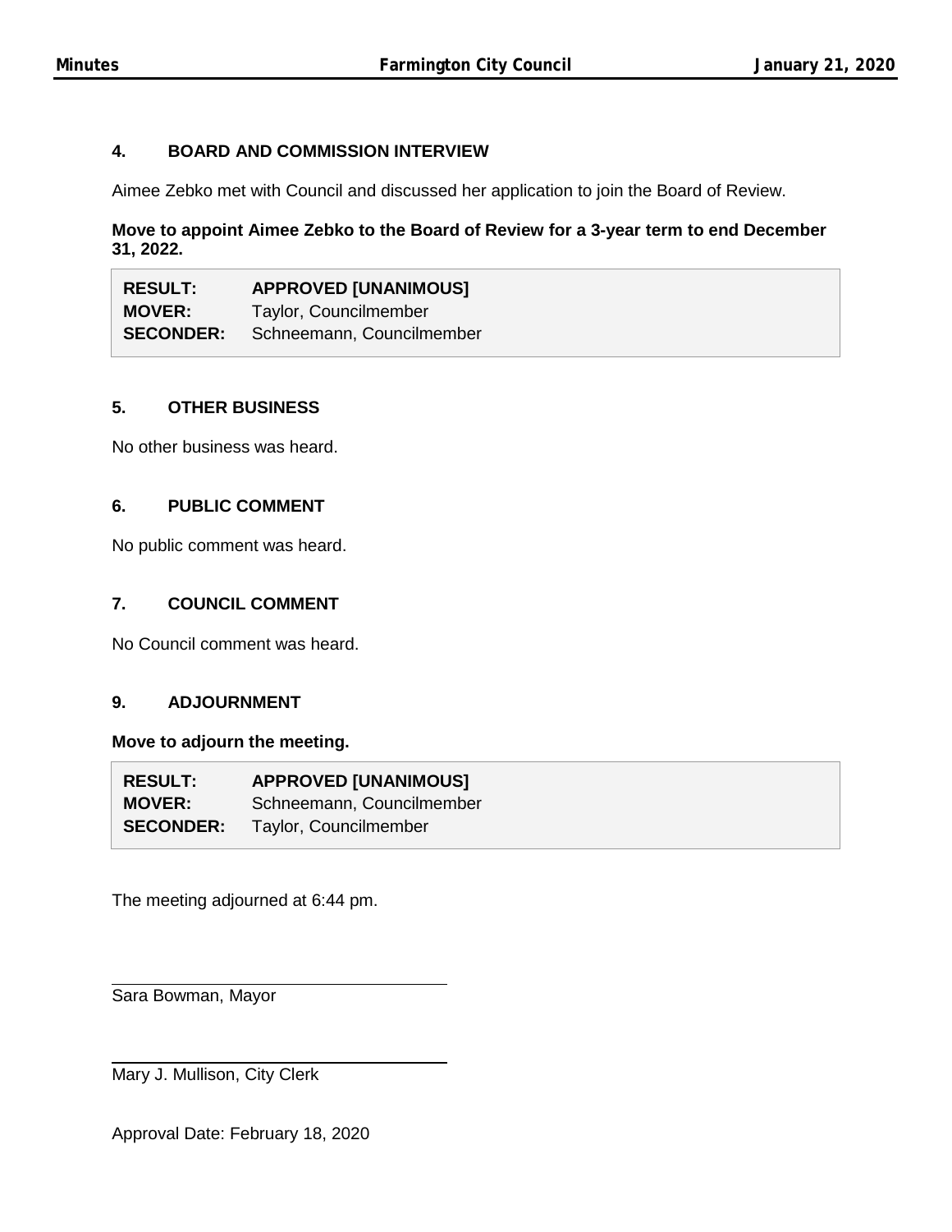## 4. BOARD AND COMMISSION INTERVIEW

Aimee Zebko met with Council and discussed her application to join the Board of Review.

**Move to appoint Aimee Zebko to the Board of Review for a 3-year term to end December 31, 2022.**

| | |
|---|---|
| **RESULT:** | **APPROVED [UNANIMOUS]** |
| **MOVER:** | Taylor, Councilmember |
| **SECONDER:** | Schneemann, Councilmember |

## 5. OTHER BUSINESS

No other business was heard.

## 6. PUBLIC COMMENT

No public comment was heard.

## 7. COUNCIL COMMENT

No Council comment was heard.

## 9. ADJOURNMENT

**Move to adjourn the meeting.**

| | |
|---|---|
| **RESULT:** | **APPROVED [UNANIMOUS]** |
| **MOVER:** | Schneemann, Councilmember |
| **SECONDER:** | Taylor, Councilmember |

The meeting adjourned at 6:44 pm.

Sara Bowman, Mayor

Mary J. Mullison, City Clerk

Approval Date: February 18, 2020